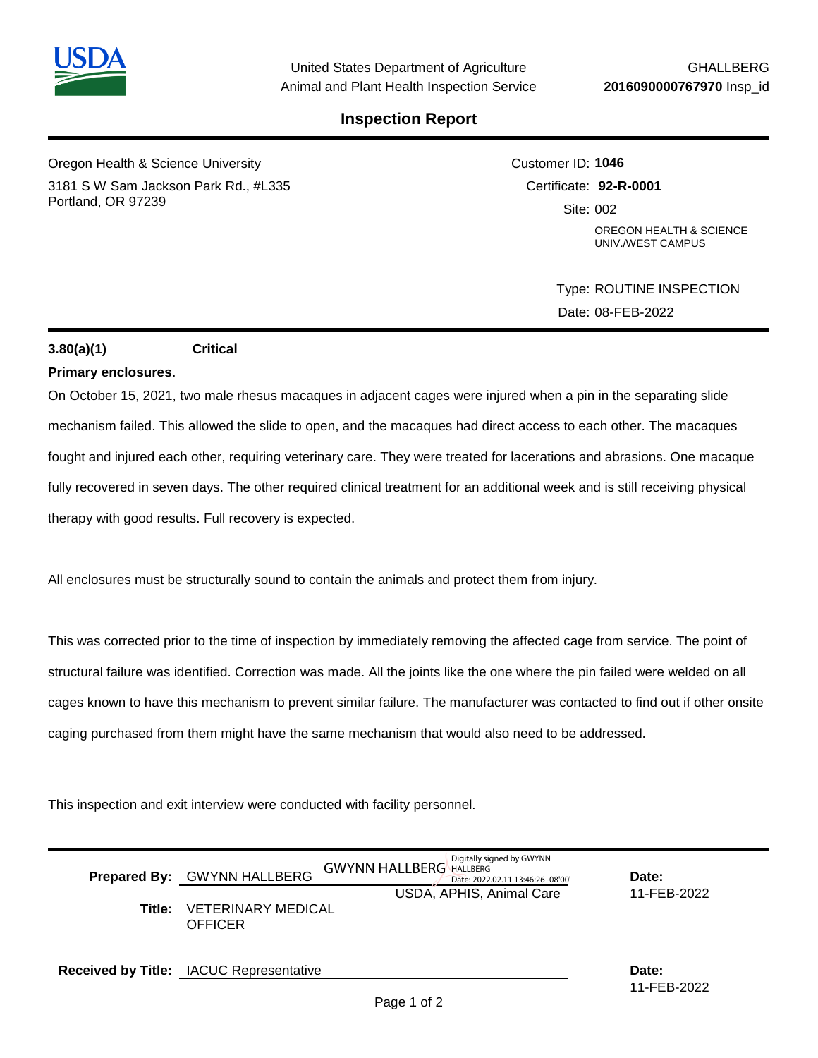United States Department of Agriculture
Animal and Plant Health Inspection Service

GHALLBERG
**2016090000767970** Insp_id

# Inspection Report

Oregon Health & Science University
3181 S W Sam Jackson Park Rd., #L335
Portland, OR 97239

Customer ID: **1046**
Certificate: **92-R-0001**
Site: 002
OREGON HEALTH & SCIENCE UNIV./WEST CAMPUS

Type: ROUTINE INSPECTION
Date: 08-FEB-2022

**3.80(a)(1)** **Critical**

**Primary enclosures.**

On October 15, 2021, two male rhesus macaques in adjacent cages were injured when a pin in the separating slide mechanism failed. This allowed the slide to open, and the macaques had direct access to each other. The macaques fought and injured each other, requiring veterinary care. They were treated for lacerations and abrasions. One macaque fully recovered in seven days. The other required clinical treatment for an additional week and is still receiving physical therapy with good results. Full recovery is expected.

All enclosures must be structurally sound to contain the animals and protect them from injury.

This was corrected prior to the time of inspection by immediately removing the affected cage from service. The point of structural failure was identified. Correction was made. All the joints like the one where the pin failed were welded on all cages known to have this mechanism to prevent similar failure. The manufacturer was contacted to find out if other onsite caging purchased from them might have the same mechanism that would also need to be addressed.

This inspection and exit interview were conducted with facility personnel.

**Prepared By:** GWYNN HALLBERG — GWYNN HALLBERG (Digitally signed by GWYNN HALLBERG Date: 2022.02.11 13:46:26 -08'00') — USDA, APHIS, Animal Care — **Date:** 11-FEB-2022

**Title:** VETERINARY MEDICAL OFFICER

**Received by Title:** IACUC Representative — **Date:** 11-FEB-2022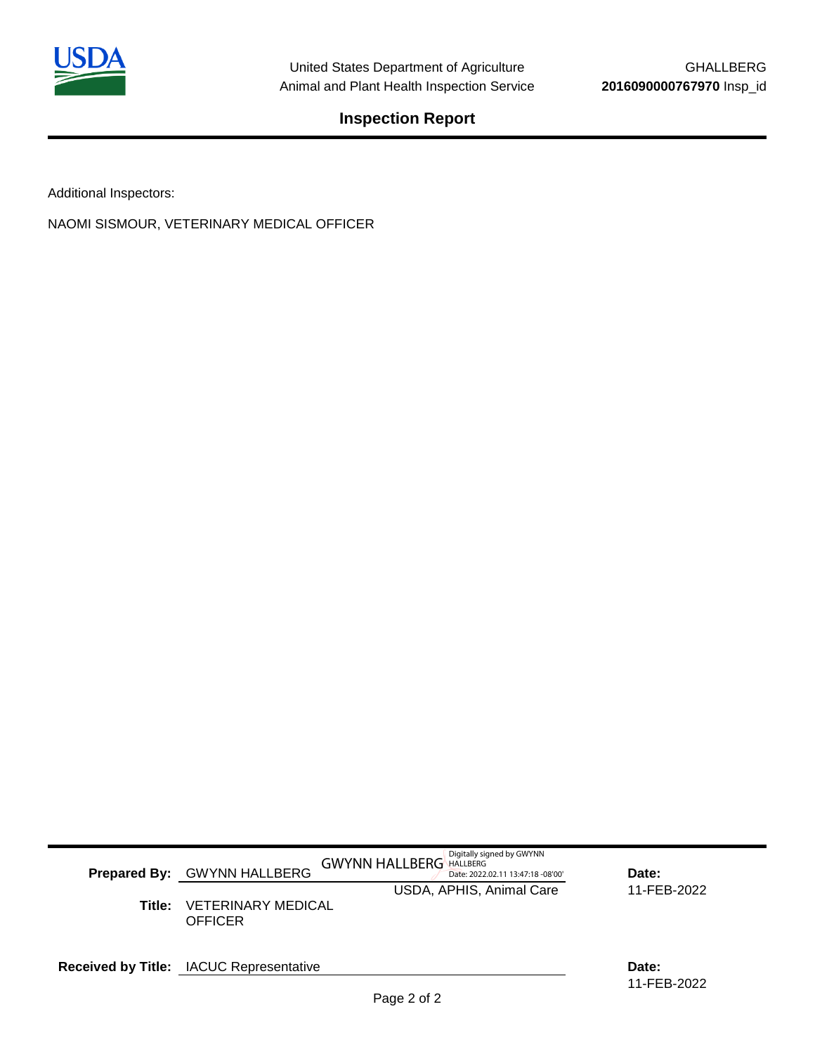# Inspection Report

Additional Inspectors:

NAOMI SISMOUR, VETERINARY MEDICAL OFFICER

| | | | |
|---|---|---|---|
| **Prepared By:** | GWYNN HALLBERG | GWYNN HALLBERG Digitally signed by GWYNN HALLBERG Date: 2022.02.11 13:47:18 -08'00' USDA, APHIS, Animal Care | **Date:** 11-FEB-2022 |
| **Title:** | VETERINARY MEDICAL OFFICER | | |
| **Received by Title:** | IACUC Representative | | **Date:** 11-FEB-2022 |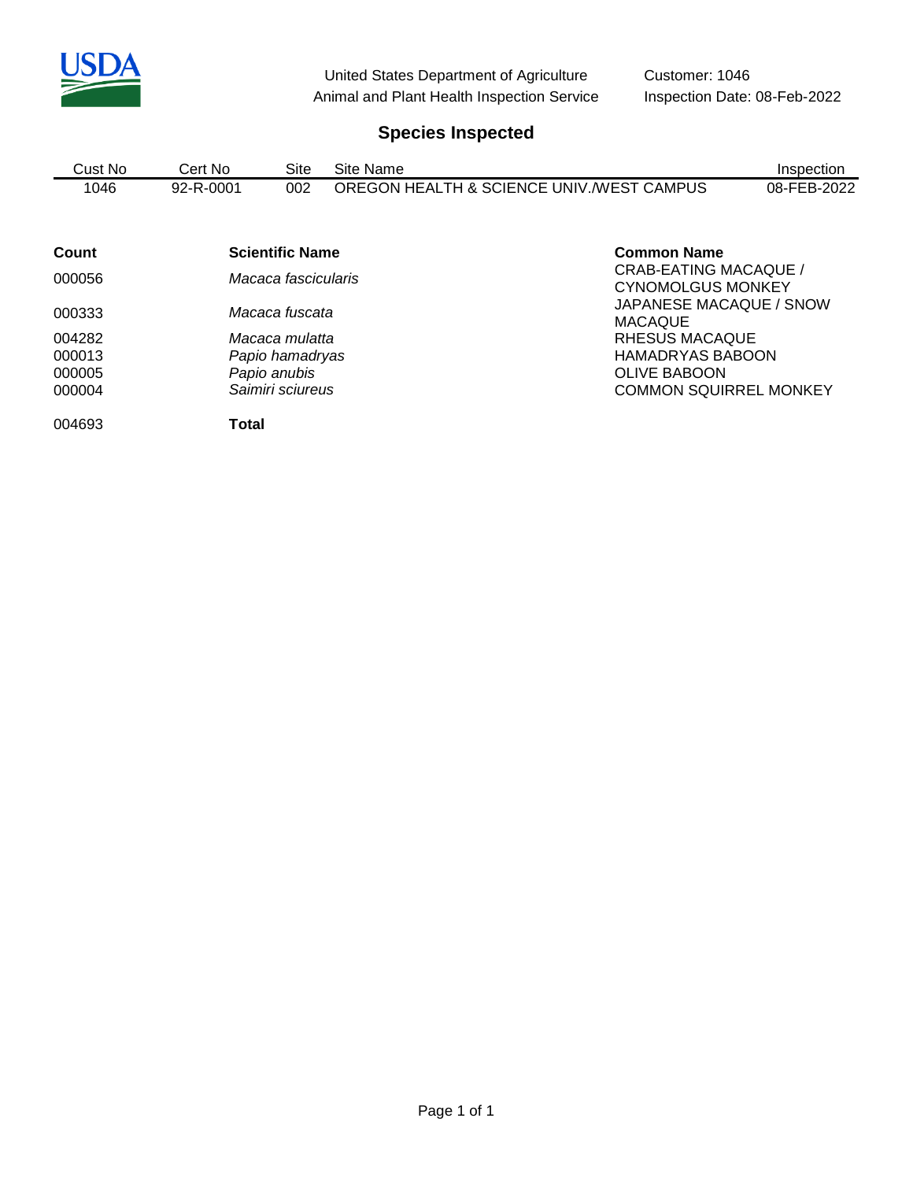United States Department of Agriculture
Animal and Plant Health Inspection Service

Customer: 1046
Inspection Date: 08-Feb-2022

# Species Inspected

| Cust No | Cert No | Site | Site Name | Inspection |
| --- | --- | --- | --- | --- |
| 1046 | 92-R-0001 | 002 | OREGON HEALTH & SCIENCE UNIV./WEST CAMPUS | 08-FEB-2022 |

| **Count** | **Scientific Name** | **Common Name** |
| --- | --- | --- |
| 000056 | *Macaca fascicularis* | CRAB-EATING MACAQUE / CYNOMOLGUS MONKEY |
| 000333 | *Macaca fuscata* | JAPANESE MACAQUE / SNOW MACAQUE |
| 004282 | *Macaca mulatta* | RHESUS MACAQUE |
| 000013 | *Papio hamadryas* | HAMADRYAS BABOON |
| 000005 | *Papio anubis* | OLIVE BABOON |
| 000004 | *Saimiri sciureus* | COMMON SQUIRREL MONKEY |
| 004693 | **Total** | |